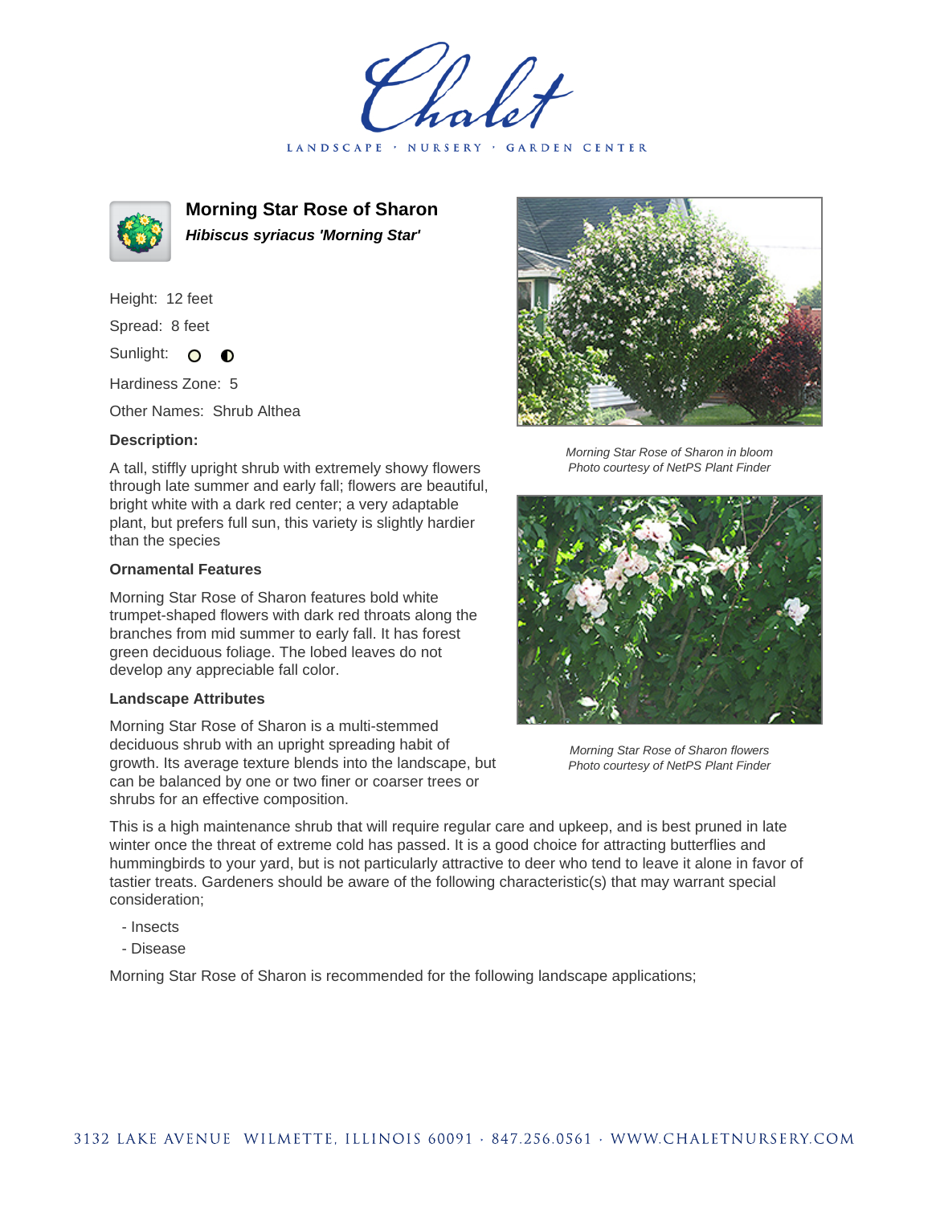Chalet

LANDSCAPE · NURSERY · GARDEN CENTER

# Morning Star Rose of Sharon

***Hibiscus syriacus 'Morning Star'***

Height: 12 feet

Spread: 8 feet

Sunlight:

Hardiness Zone: 5

Other Names: Shrub Althea

**Description:**

A tall, stiffly upright shrub with extremely showy flowers through late summer and early fall; flowers are beautiful, bright white with a dark red center; a very adaptable plant, but prefers full sun, this variety is slightly hardier than the species

*Morning Star Rose of Sharon in bloom*
*Photo courtesy of NetPS Plant Finder*

*Morning Star Rose of Sharon flowers*
*Photo courtesy of NetPS Plant Finder*

**Ornamental Features**

Morning Star Rose of Sharon features bold white trumpet-shaped flowers with dark red throats along the branches from mid summer to early fall. It has forest green deciduous foliage. The lobed leaves do not develop any appreciable fall color.

**Landscape Attributes**

Morning Star Rose of Sharon is a multi-stemmed deciduous shrub with an upright spreading habit of growth. Its average texture blends into the landscape, but can be balanced by one or two finer or coarser trees or shrubs for an effective composition.

This is a high maintenance shrub that will require regular care and upkeep, and is best pruned in late winter once the threat of extreme cold has passed. It is a good choice for attracting butterflies and hummingbirds to your yard, but is not particularly attractive to deer who tend to leave it alone in favor of tastier treats. Gardeners should be aware of the following characteristic(s) that may warrant special consideration;

- Insects
- Disease

Morning Star Rose of Sharon is recommended for the following landscape applications;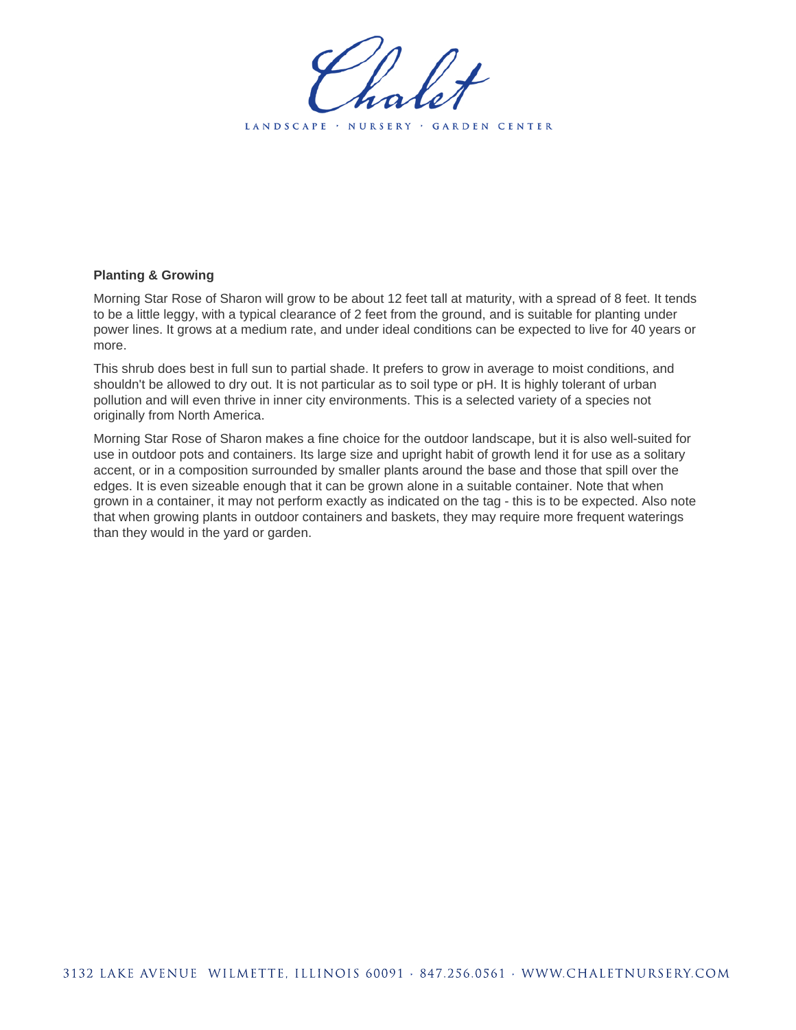**Planting & Growing**

Morning Star Rose of Sharon will grow to be about 12 feet tall at maturity, with a spread of 8 feet. It tends to be a little leggy, with a typical clearance of 2 feet from the ground, and is suitable for planting under power lines. It grows at a medium rate, and under ideal conditions can be expected to live for 40 years or more.

This shrub does best in full sun to partial shade. It prefers to grow in average to moist conditions, and shouldn't be allowed to dry out. It is not particular as to soil type or pH. It is highly tolerant of urban pollution and will even thrive in inner city environments. This is a selected variety of a species not originally from North America.

Morning Star Rose of Sharon makes a fine choice for the outdoor landscape, but it is also well-suited for use in outdoor pots and containers. Its large size and upright habit of growth lend it for use as a solitary accent, or in a composition surrounded by smaller plants around the base and those that spill over the edges. It is even sizeable enough that it can be grown alone in a suitable container. Note that when grown in a container, it may not perform exactly as indicated on the tag - this is to be expected. Also note that when growing plants in outdoor containers and baskets, they may require more frequent waterings than they would in the yard or garden.